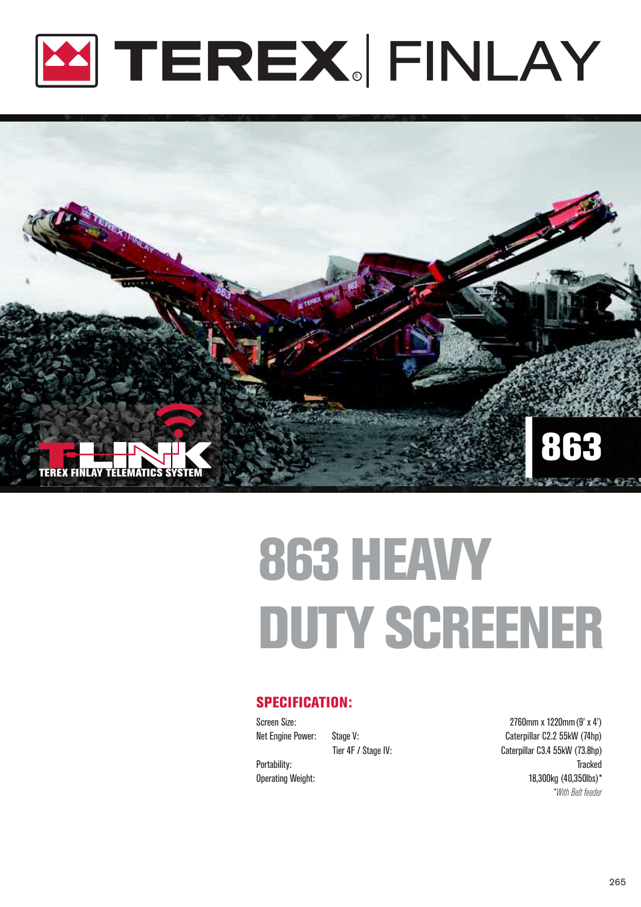# TEREX | FINLAY

TEREX FINLAY TELEMATICS SYSTEM

863

# 863 HEAVY DUTY SCREENER

## SPECIFICATION:

| | | |
|---|---|---|
| Screen Size: | | 2760mm x 1220mm (9' x 4') |
| Net Engine Power: | Stage V: | Caterpillar C2.2 55kW (74hp) |
| | Tier 4F / Stage IV: | Caterpillar C3.4 55kW (73.8hp) |
| Portability: | | Tracked |
| Operating Weight: | | 18,300kg (40,350lbs)* |

*\*With Belt feeder*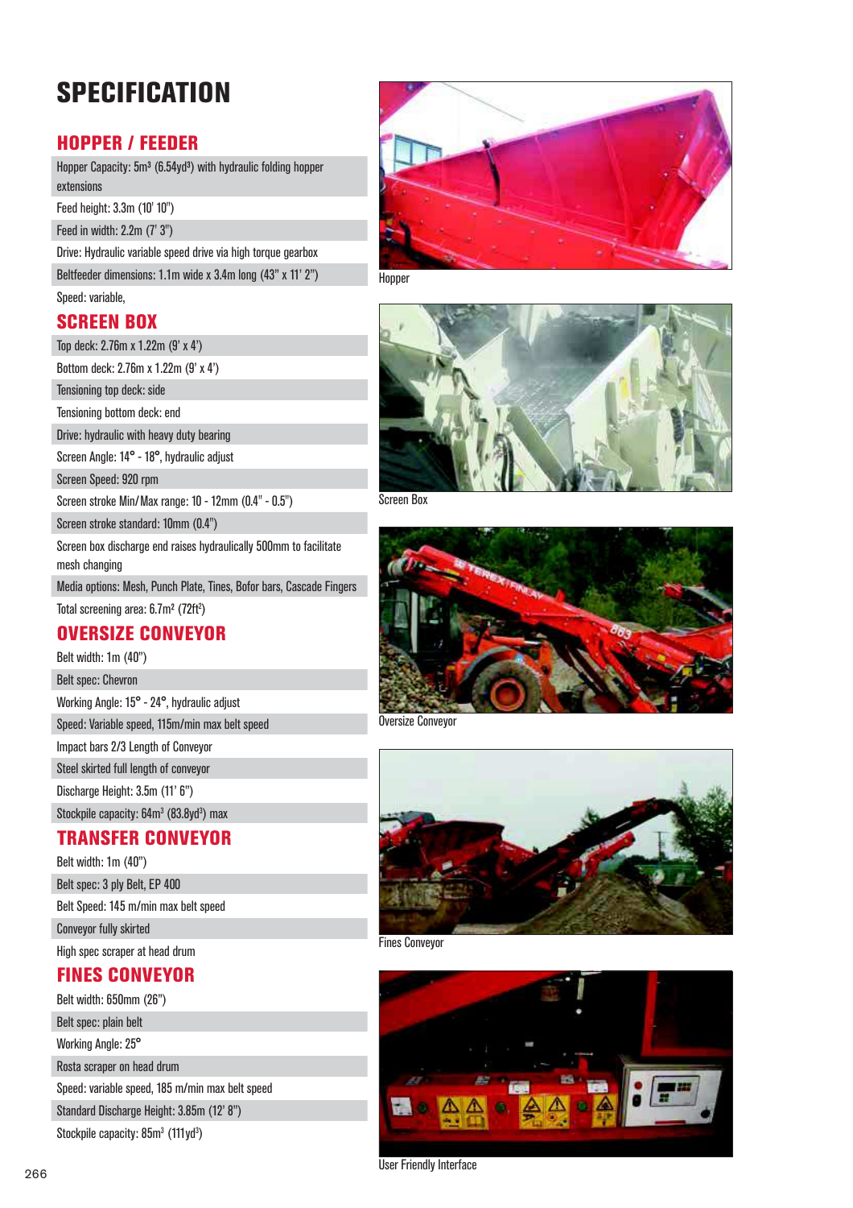# SPECIFICATION

## HOPPER / FEEDER

Hopper Capacity: 5m³ (6.54yd³) with hydraulic folding hopper extensions

Feed height: 3.3m (10' 10")

Feed in width: 2.2m (7' 3")

Drive: Hydraulic variable speed drive via high torque gearbox

Beltfeeder dimensions: 1.1m wide x 3.4m long (43" x 11' 2")

Speed: variable,

## SCREEN BOX

Top deck: 2.76m x 1.22m (9' x 4')

Bottom deck: 2.76m x 1.22m (9' x 4')

Tensioning top deck: side

Tensioning bottom deck: end

Drive: hydraulic with heavy duty bearing

Screen Angle: 14° - 18°, hydraulic adjust

Screen Speed: 920 rpm

Screen stroke Min/Max range: 10 - 12mm (0.4" - 0.5")

Screen stroke standard: 10mm (0.4")

Screen box discharge end raises hydraulically 500mm to facilitate mesh changing

Media options: Mesh, Punch Plate, Tines, Bofor bars, Cascade Fingers

Total screening area: 6.7m² (72ft²)

## OVERSIZE CONVEYOR

Belt width: 1m (40")

Belt spec: Chevron

Working Angle: 15° - 24°, hydraulic adjust

Speed: Variable speed, 115m/min max belt speed

Impact bars 2/3 Length of Conveyor

Steel skirted full length of conveyor

Discharge Height: 3.5m (11' 6")

Stockpile capacity: 64m³ (83.8yd³) max

## TRANSFER CONVEYOR

Belt width: 1m (40")

Belt spec: 3 ply Belt, EP 400

Belt Speed: 145 m/min max belt speed

Conveyor fully skirted

High spec scraper at head drum

## FINES CONVEYOR

Belt width: 650mm (26")

Belt spec: plain belt

Working Angle: 25°

Rosta scraper on head drum

Speed: variable speed, 185 m/min max belt speed

Standard Discharge Height: 3.85m (12' 8")

Stockpile capacity: 85m³ (111yd³)

Hopper

Screen Box

Oversize Conveyor

Fines Conveyor

User Friendly Interface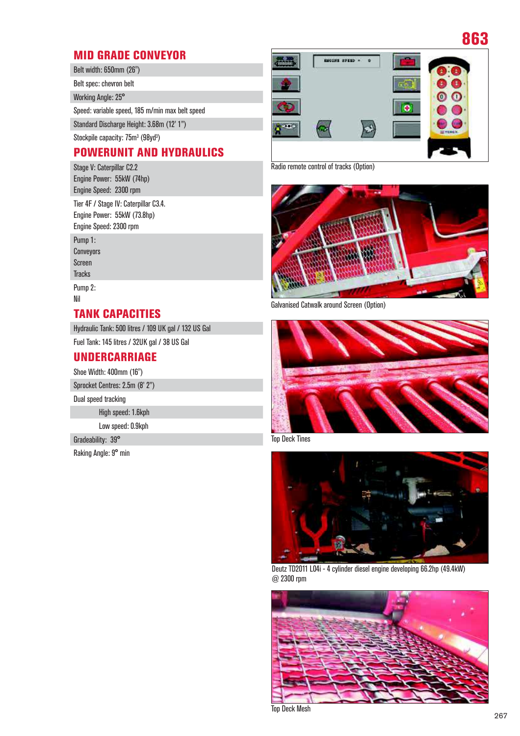# 863

## MID GRADE CONVEYOR

Belt width: 650mm (26")

Belt spec: chevron belt

Working Angle: 25°

Speed: variable speed, 185 m/min max belt speed

Standard Discharge Height: 3.68m (12' 1")

Stockpile capacity: 75m³ (98yd³)

## POWERUNIT AND HYDRAULICS

Stage V: Caterpillar C2.2
Engine Power: 55kW (74hp)
Engine Speed: 2300 rpm

Tier 4F / Stage IV: Caterpillar C3.4.
Engine Power: 55kW (73.8hp)
Engine Speed: 2300 rpm

Pump 1:
Conveyors
Screen
Tracks

Pump 2:
Nil

## TANK CAPACITIES

Hydraulic Tank: 500 litres / 109 UK gal / 132 US Gal

Fuel Tank: 145 litres / 32UK gal / 38 US Gal

## UNDERCARRIAGE

Shoe Width: 400mm (16")

Sprocket Centres: 2.5m (8' 2")

Dual speed tracking

High speed: 1.6kph

Low speed: 0.9kph

Gradeability: 39°

Raking Angle: 9° min

Radio remote control of tracks (Option)

Galvanised Catwalk around Screen (Option)

Top Deck Tines

Deutz TD2011 L04i - 4 cylinder diesel engine developing 66.2hp (49.4kW) @ 2300 rpm

Top Deck Mesh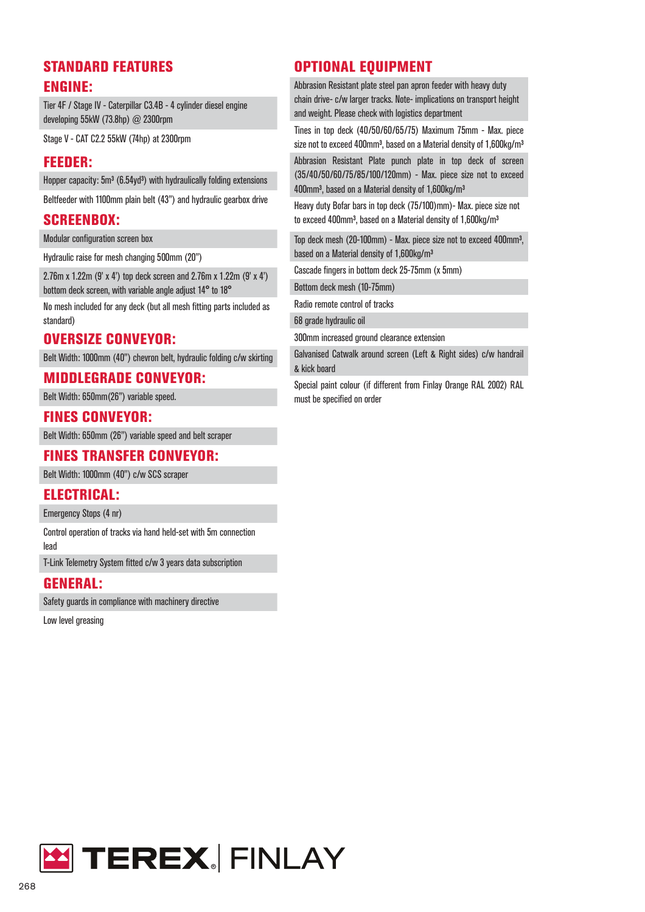# STANDARD FEATURES

## ENGINE:

Tier 4F / Stage IV - Caterpillar C3.4B - 4 cylinder diesel engine developing 55kW (73.8hp) @ 2300rpm

Stage V - CAT C2.2 55kW (74hp) at 2300rpm

## FEEDER:

Hopper capacity: 5m³ (6.54yd³) with hydraulically folding extensions

Beltfeeder with 1100mm plain belt (43") and hydraulic gearbox drive

## SCREENBOX:

Modular configuration screen box

Hydraulic raise for mesh changing 500mm (20")

2.76m x 1.22m (9' x 4') top deck screen and 2.76m x 1.22m (9' x 4') bottom deck screen, with variable angle adjust 14° to 18°

No mesh included for any deck (but all mesh fitting parts included as standard)

## OVERSIZE CONVEYOR:

Belt Width: 1000mm (40") chevron belt, hydraulic folding c/w skirting

## MIDDLEGRADE CONVEYOR:

Belt Width: 650mm(26") variable speed.

## FINES CONVEYOR:

Belt Width: 650mm (26") variable speed and belt scraper

## FINES TRANSFER CONVEYOR:

Belt Width: 1000mm (40") c/w SCS scraper

## ELECTRICAL:

Emergency Stops (4 nr)

Control operation of tracks via hand held-set with 5m connection lead

T-Link Telemetry System fitted c/w 3 years data subscription

## GENERAL:

Safety guards in compliance with machinery directive

Low level greasing

# OPTIONAL EQUIPMENT

Abrasion Resistant plate steel pan apron feeder with heavy duty chain drive- c/w larger tracks. Note- implications on transport height and weight. Please check with logistics department

Tines in top deck (40/50/60/65/75) Maximum 75mm - Max. piece size not to exceed 400mm³, based on a Material density of 1,600kg/m³

Abrasion Resistant Plate punch plate in top deck of screen (35/40/50/60/75/85/100/120mm) - Max. piece size not to exceed 400mm³, based on a Material density of 1,600kg/m³

Heavy duty Bofar bars in top deck (75/100)mm)- Max. piece size not to exceed 400mm³, based on a Material density of 1,600kg/m³

Top deck mesh (20-100mm) - Max. piece size not to exceed 400mm³, based on a Material density of 1,600kg/m³

Cascade fingers in bottom deck 25-75mm (x 5mm)

Bottom deck mesh (10-75mm)

Radio remote control of tracks

68 grade hydraulic oil

300mm increased ground clearance extension

Galvanised Catwalk around screen (Left & Right sides) c/w handrail & kick board

Special paint colour (if different from Finlay Orange RAL 2002) RAL must be specified on order

TEREX | FINLAY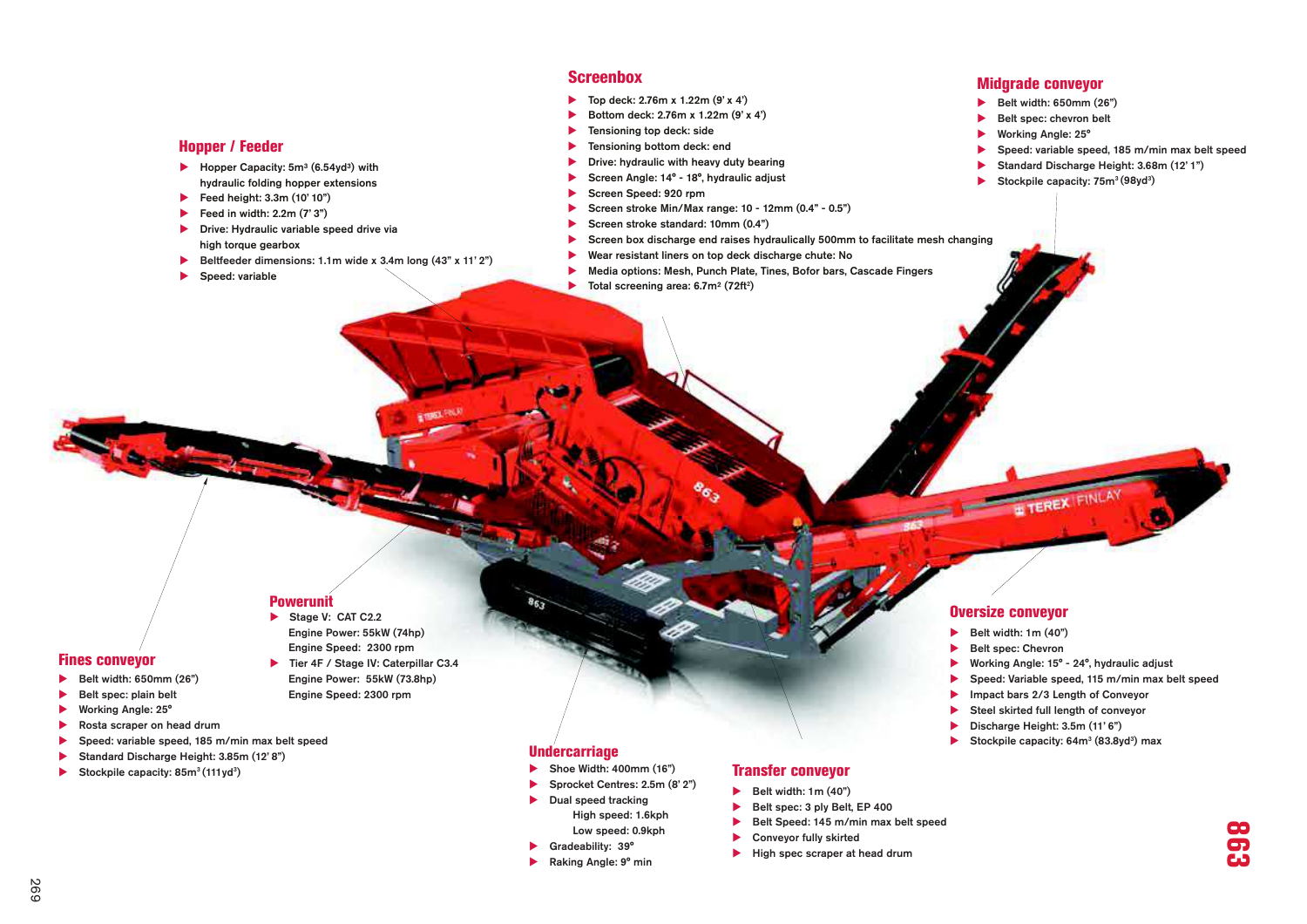## Hopper / Feeder

- Hopper Capacity: 5m³ (6.54yd³) with hydraulic folding hopper extensions
- Feed height: 3.3m (10' 10")
- Feed in width: 2.2m (7' 3")
- Drive: Hydraulic variable speed drive via high torque gearbox
- Beltfeeder dimensions: 1.1m wide x 3.4m long (43" x 11' 2")
- Speed: variable

## Screenbox

- Top deck: 2.76m x 1.22m (9' x 4')
- Bottom deck: 2.76m x 1.22m (9' x 4')
- Tensioning top deck: side
- Tensioning bottom deck: end
- Drive: hydraulic with heavy duty bearing
- Screen Angle: 14° - 18°, hydraulic adjust
- Screen Speed: 920 rpm
- Screen stroke Min/Max range: 10 - 12mm (0.4" - 0.5")
- Screen stroke standard: 10mm (0.4")
- Screen box discharge end raises hydraulically 500mm to facilitate mesh changing
- Wear resistant liners on top deck discharge chute: No
- Media options: Mesh, Punch Plate, Tines, Bofor bars, Cascade Fingers
- Total screening area: 6.7m² (72ft²)

## Midgrade conveyor

- Belt width: 650mm (26")
- Belt spec: chevron belt
- Working Angle: 25°
- Speed: variable speed, 185 m/min max belt speed
- Standard Discharge Height: 3.68m (12' 1")
- Stockpile capacity: 75m³ (98yd³)

## Powerunit

- Stage V: CAT C2.2
  Engine Power: 55kW (74hp)
  Engine Speed: 2300 rpm
- Tier 4F / Stage IV: Caterpillar C3.4
  Engine Power: 55kW (73.8hp)
  Engine Speed: 2300 rpm

## Fines conveyor

- Belt width: 650mm (26")
- Belt spec: plain belt
- Working Angle: 25°
- Rosta scraper on head drum
- Speed: variable speed, 185 m/min max belt speed
- Standard Discharge Height: 3.85m (12' 8")
- Stockpile capacity: 85m³ (111yd³)

## Undercarriage

- Shoe Width: 400mm (16")
- Sprocket Centres: 2.5m (8' 2")
- Dual speed tracking
  High speed: 1.6kph
  Low speed: 0.9kph
- Gradeability: 39°
- Raking Angle: 9° min

## Transfer conveyor

- Belt width: 1m (40")
- Belt spec: 3 ply Belt, EP 400
- Belt Speed: 145 m/min max belt speed
- Conveyor fully skirted
- High spec scraper at head drum

## Oversize conveyor

- Belt width: 1m (40")
- Belt spec: Chevron
- Working Angle: 15° - 24°, hydraulic adjust
- Speed: Variable speed, 115 m/min max belt speed
- Impact bars 2/3 Length of Conveyor
- Steel skirted full length of conveyor
- Discharge Height: 3.5m (11' 6")
- Stockpile capacity: 64m³ (83.8yd³) max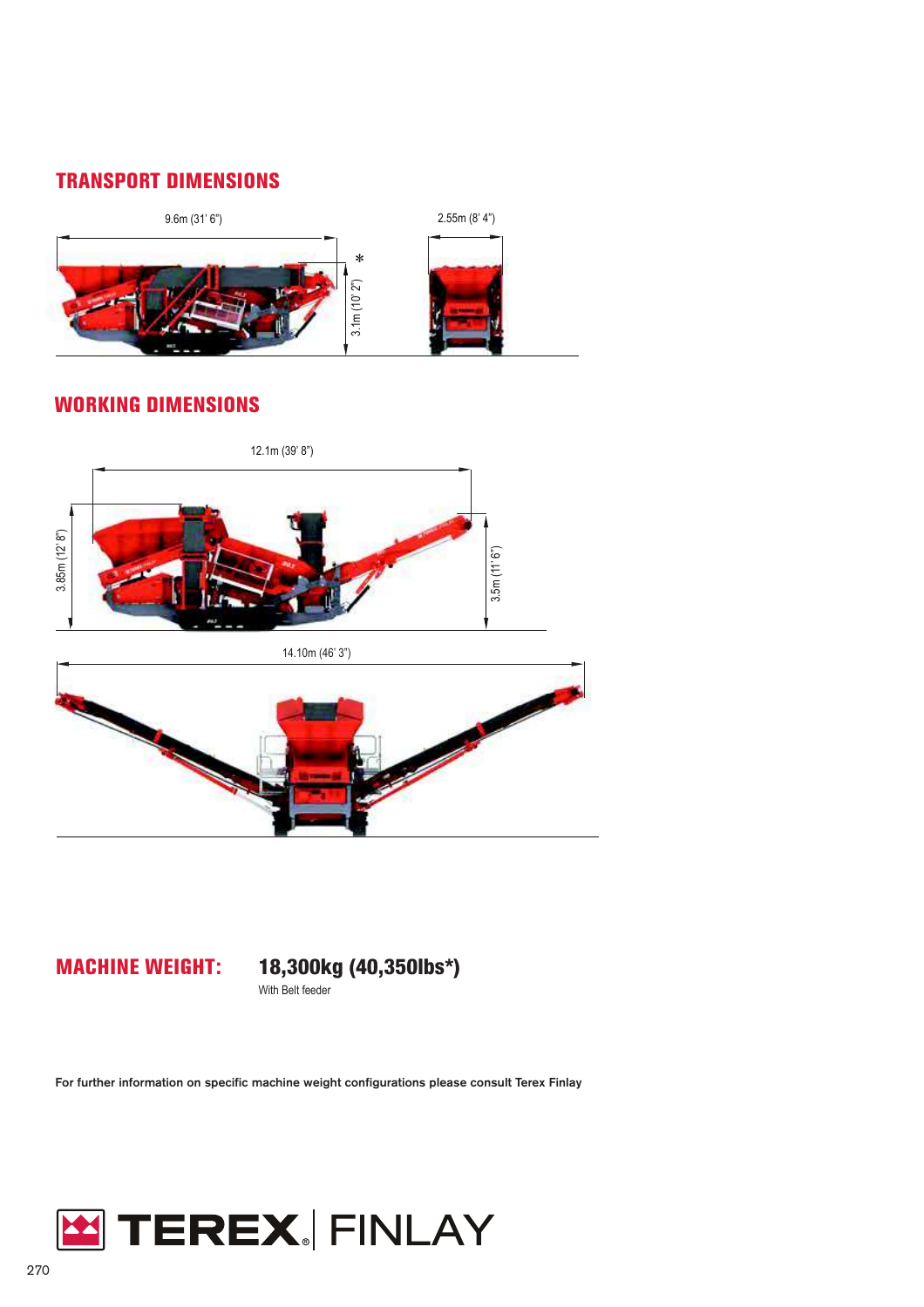## TRANSPORT DIMENSIONS

9.6m (31' 6")

2.55m (8' 4")

3.1m (10' 2")

*

## WORKING DIMENSIONS

12.1m (39' 8")

3.85m (12' 8")

3.5m (11' 6")

14.10m (46' 3")

**MACHINE WEIGHT:** **18,300kg (40,350lbs*)**

With Belt feeder

**For further information on specific machine weight configurations please consult Terex Finlay**

TEREX FINLAY